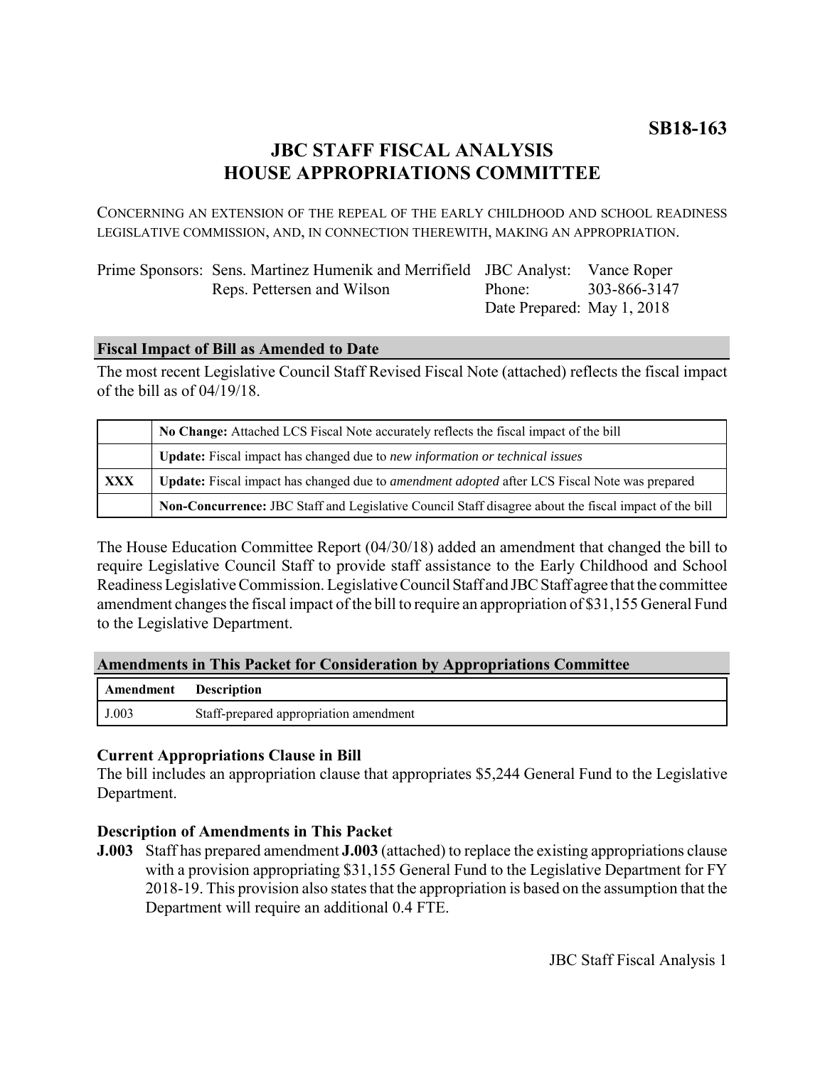**SB18-163**

# JBC STAFF FISCAL ANALYSIS
# HOUSE APPROPRIATIONS COMMITTEE

CONCERNING AN EXTENSION OF THE REPEAL OF THE EARLY CHILDHOOD AND SCHOOL READINESS LEGISLATIVE COMMISSION, AND, IN CONNECTION THEREWITH, MAKING AN APPROPRIATION.

| | | | |
|---|---|---|---|
| Prime Sponsors: | Sens. Martinez Humenik and Merrifield | JBC Analyst: | Vance Roper |
| | Reps. Pettersen and Wilson | Phone: | 303-866-3147 |
| | | Date Prepared: | May 1, 2018 |

## Fiscal Impact of Bill as Amended to Date

The most recent Legislative Council Staff Revised Fiscal Note (attached) reflects the fiscal impact of the bill as of 04/19/18.

| | |
|---|---|
| | **No Change:** Attached LCS Fiscal Note accurately reflects the fiscal impact of the bill |
| | **Update:** Fiscal impact has changed due to *new information or technical issues* |
| **XXX** | **Update:** Fiscal impact has changed due to *amendment adopted* after LCS Fiscal Note was prepared |
| | **Non-Concurrence:** JBC Staff and Legislative Council Staff disagree about the fiscal impact of the bill |

The House Education Committee Report (04/30/18) added an amendment that changed the bill to require Legislative Council Staff to provide staff assistance to the Early Childhood and School Readiness Legislative Commission. Legislative Council Staff and JBC Staff agree that the committee amendment changes the fiscal impact of the bill to require an appropriation of $31,155 General Fund to the Legislative Department.

## Amendments in This Packet for Consideration by Appropriations Committee

| Amendment | Description |
|---|---|
| J.003 | Staff-prepared appropriation amendment |

### Current Appropriations Clause in Bill

The bill includes an appropriation clause that appropriates $5,244 General Fund to the Legislative Department.

### Description of Amendments in This Packet

**J.003** Staff has prepared amendment **J.003** (attached) to replace the existing appropriations clause with a provision appropriating $31,155 General Fund to the Legislative Department for FY 2018-19. This provision also states that the appropriation is based on the assumption that the Department will require an additional 0.4 FTE.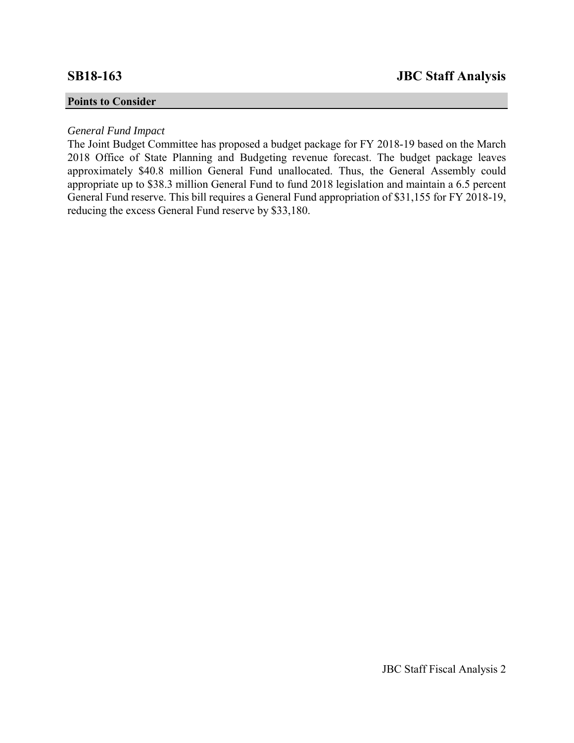## Points to Consider

*General Fund Impact*

The Joint Budget Committee has proposed a budget package for FY 2018-19 based on the March 2018 Office of State Planning and Budgeting revenue forecast. The budget package leaves approximately $40.8 million General Fund unallocated. Thus, the General Assembly could appropriate up to $38.3 million General Fund to fund 2018 legislation and maintain a 6.5 percent General Fund reserve. This bill requires a General Fund appropriation of $31,155 for FY 2018-19, reducing the excess General Fund reserve by $33,180.